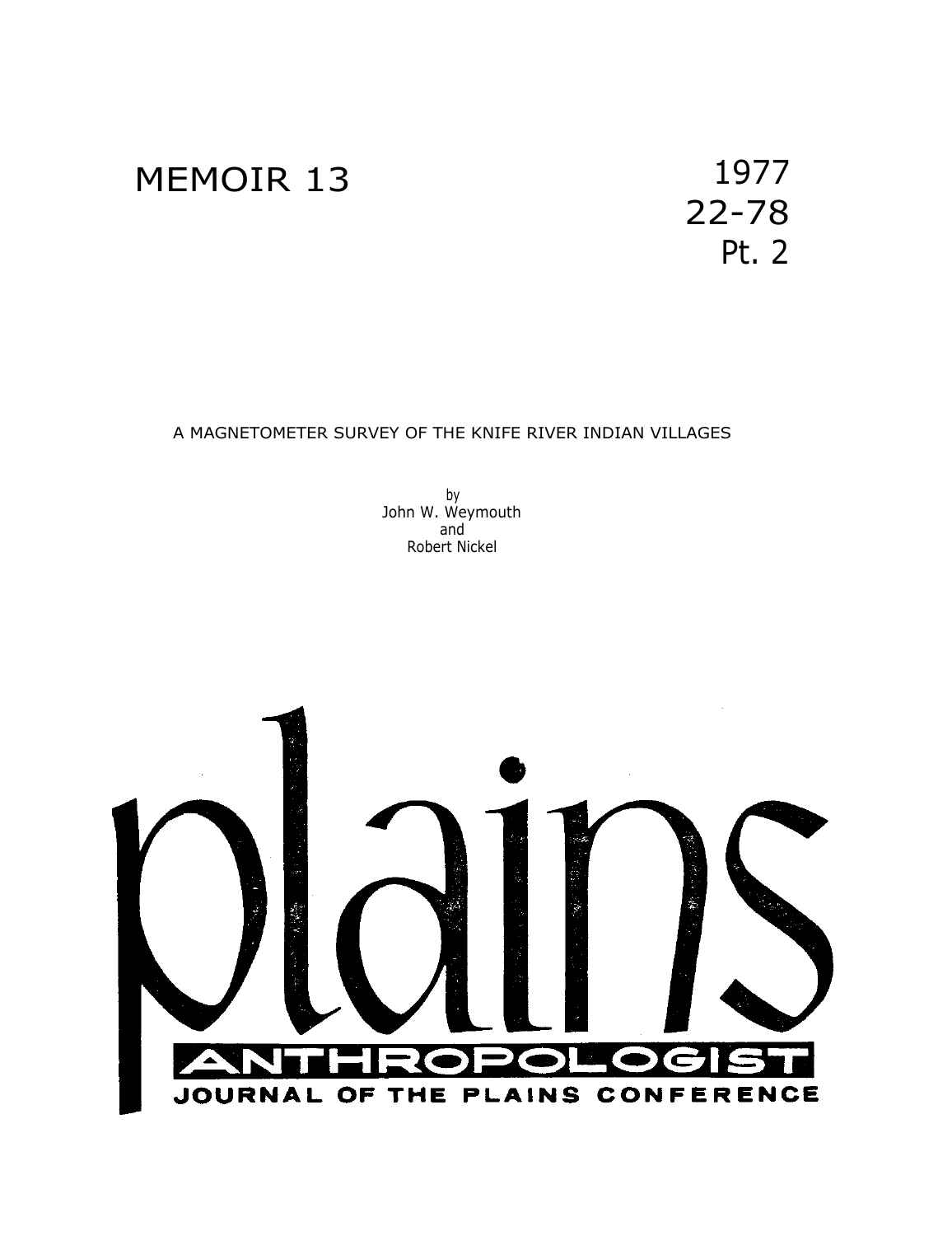MEMOIR 13

1977
22-78
Pt. 2

# A MAGNETOMETER SURVEY OF THE KNIFE RIVER INDIAN VILLAGES

by
John W. Weymouth
and
Robert Nickel

plains
ANTHROPOLOGIST
JOURNAL OF THE PLAINS CONFERENCE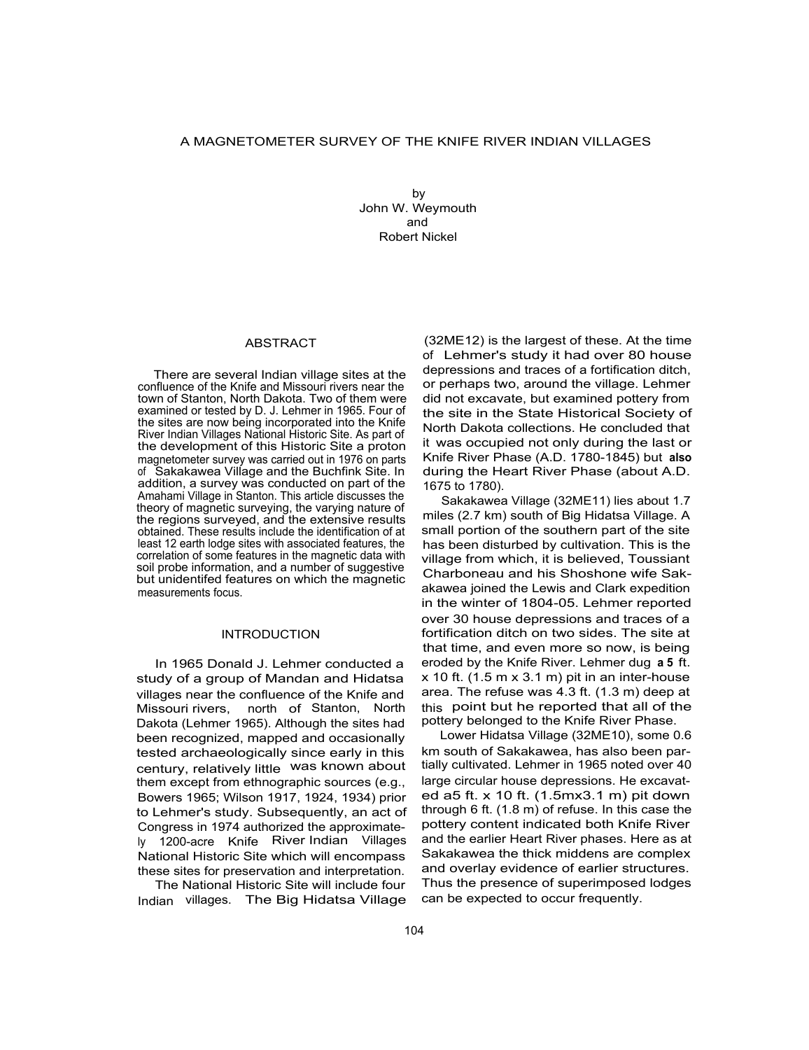# A MAGNETOMETER SURVEY OF THE KNIFE RIVER INDIAN VILLAGES

by
John W. Weymouth
and
Robert Nickel

## ABSTRACT

There are several Indian village sites at the confluence of the Knife and Missouri rivers near the town of Stanton, North Dakota. Two of them were examined or tested by D. J. Lehmer in 1965. Four of the sites are now being incorporated into the Knife River Indian Villages National Historic Site. As part of the development of this Historic Site a proton magnetometer survey was carried out in 1976 on parts of Sakakawea Village and the Buchfink Site. In addition, a survey was conducted on part of the Amahami Village in Stanton. This article discusses the theory of magnetic surveying, the varying nature of the regions surveyed, and the extensive results obtained. These results include the identification of at least 12 earth lodge sites with associated features, the correlation of some features in the magnetic data with soil probe information, and a number of suggestive but unidentifed features on which the magnetic measurements focus.

## INTRODUCTION

In 1965 Donald J. Lehmer conducted a study of a group of Mandan and Hidatsa villages near the confluence of the Knife and Missouri rivers, north of Stanton, North Dakota (Lehmer 1965). Although the sites had been recognized, mapped and occasionally tested archaeologically since early in this century, relatively little was known about them except from ethnographic sources (e.g., Bowers 1965; Wilson 1917, 1924, 1934) prior to Lehmer's study. Subsequently, an act of Congress in 1974 authorized the approximately 1200-acre Knife River Indian Villages National Historic Site which will encompass these sites for preservation and interpretation.

The National Historic Site will include four Indian villages. The Big Hidatsa Village (32ME12) is the largest of these. At the time of Lehmer's study it had over 80 house depressions and traces of a fortification ditch, or perhaps two, around the village. Lehmer did not excavate, but examined pottery from the site in the State Historical Society of North Dakota collections. He concluded that it was occupied not only during the last or Knife River Phase (A.D. 1780-1845) but **also** during the Heart River Phase (about A.D. 1675 to 1780).

Sakakawea Village (32ME11) lies about 1.7 miles (2.7 km) south of Big Hidatsa Village. A small portion of the southern part of the site has been disturbed by cultivation. This is the village from which, it is believed, Toussiant Charboneau and his Shoshone wife Sakakawea joined the Lewis and Clark expedition in the winter of 1804-05. Lehmer reported over 30 house depressions and traces of a fortification ditch on two sides. The site at that time, and even more so now, is being eroded by the Knife River. Lehmer dug a 5 ft. x 10 ft. (1.5 m x 3.1 m) pit in an inter-house area. The refuse was 4.3 ft. (1.3 m) deep at this point but he reported that all of the pottery belonged to the Knife River Phase.

Lower Hidatsa Village (32ME10), some 0.6 km south of Sakakawea, has also been partially cultivated. Lehmer in 1965 noted over 40 large circular house depressions. He excavated a5 ft. x 10 ft. (1.5mx3.1 m) pit down through 6 ft. (1.8 m) of refuse. In this case the pottery content indicated both Knife River and the earlier Heart River phases. Here as at Sakakawea the thick middens are complex and overlay evidence of earlier structures. Thus the presence of superimposed lodges can be expected to occur frequently.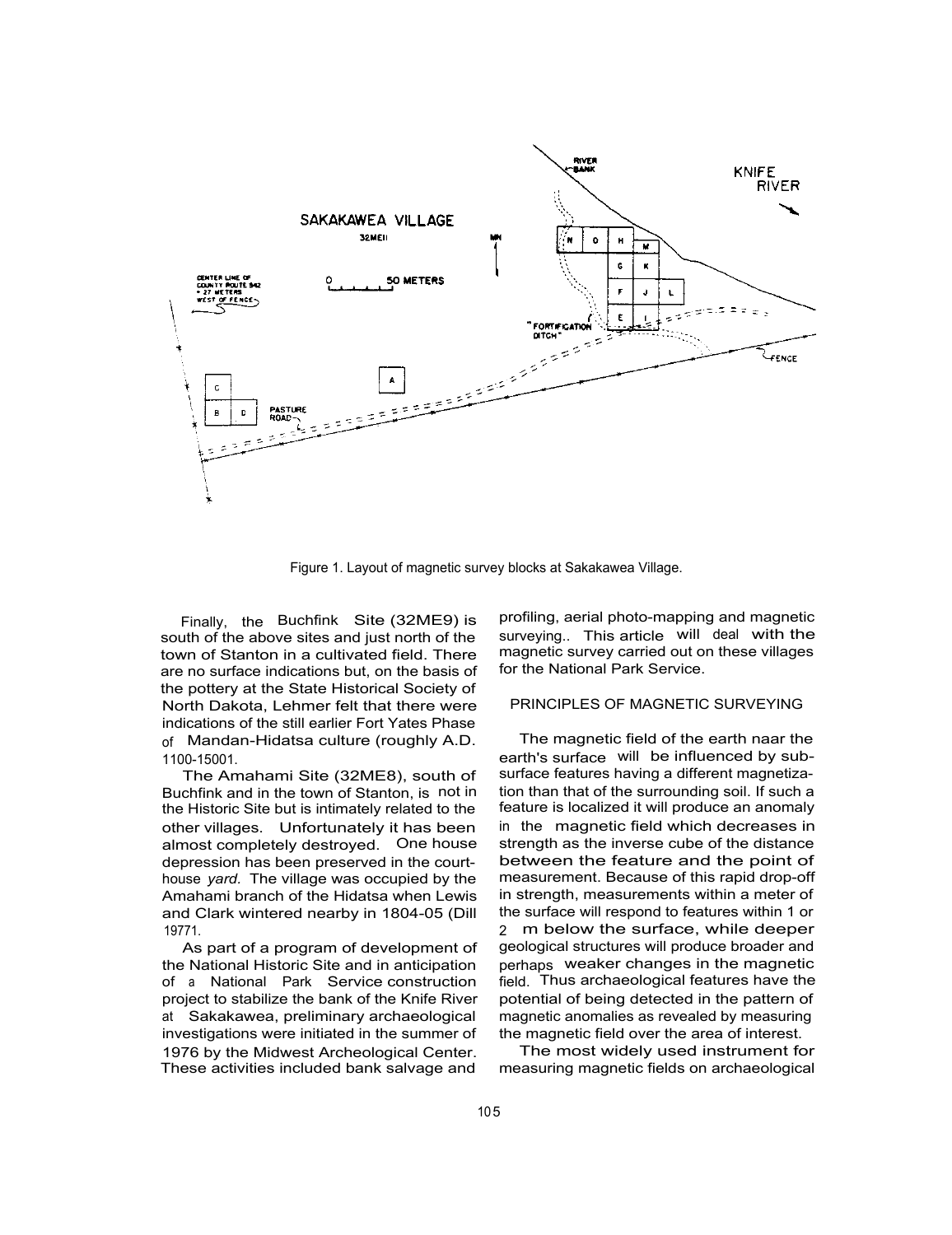Figure 1. Layout of magnetic survey blocks at Sakakawea Village.

Finally, the Buchfink Site (32ME9) is south of the above sites and just north of the town of Stanton in a cultivated field. There are no surface indications but, on the basis of the pottery at the State Historical Society of North Dakota, Lehmer felt that there were indications of the still earlier Fort Yates Phase of Mandan-Hidatsa culture (roughly A.D. 1100-15001.

The Amahami Site (32ME8), south of Buchfink and in the town of Stanton, is not in the Historic Site but is intimately related to the other villages. Unfortunately it has been almost completely destroyed. One house depression has been preserved in the courthouse *yard.* The village was occupied by the Amahami branch of the Hidatsa when Lewis and Clark wintered nearby in 1804-05 (Dill 19771.

As part of a program of development of the National Historic Site and in anticipation of a National Park Service construction project to stabilize the bank of the Knife River at Sakakawea, preliminary archaeological investigations were initiated in the summer of 1976 by the Midwest Archeological Center. These activities included bank salvage and profiling, aerial photo-mapping and magnetic surveying.. This article will deal with the magnetic survey carried out on these villages for the National Park Service.

## PRINCIPLES OF MAGNETIC SURVEYING

The magnetic field of the earth naar the earth's surface will be influenced by subsurface features having a different magnetization than that of the surrounding soil. If such a feature is localized it will produce an anomaly in the magnetic field which decreases in strength as the inverse cube of the distance between the feature and the point of measurement. Because of this rapid drop-off in strength, measurements within a meter of the surface will respond to features within 1 or 2 m below the surface, while deeper geological structures will produce broader and perhaps weaker changes in the magnetic field. Thus archaeological features have the potential of being detected in the pattern of magnetic anomalies as revealed by measuring the magnetic field over the area of interest.

The most widely used instrument for measuring magnetic fields on archaeological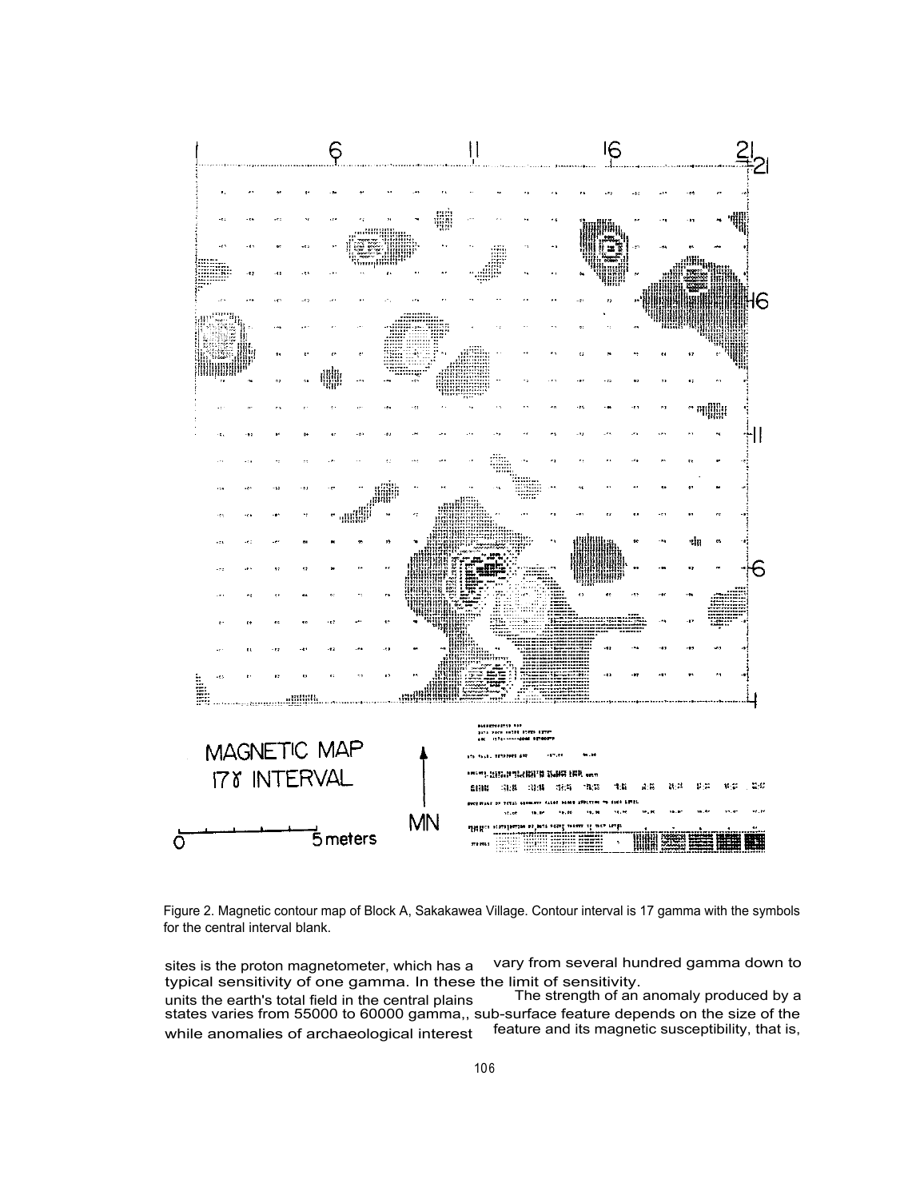Figure 2. Magnetic contour map of Block A, Sakakawea Village. Contour interval is 17 gamma with the symbols for the central interval blank.

sites is the proton magnetometer, which has a typical sensitivity of one gamma. In these units the earth's total field in the central plains states varies from 55000 to 60000 gamma,, while anomalies of archaeological interest vary from several hundred gamma down to the limit of sensitivity.

The strength of an anomaly produced by a sub-surface feature depends on the size of the feature and its magnetic susceptibility, that is,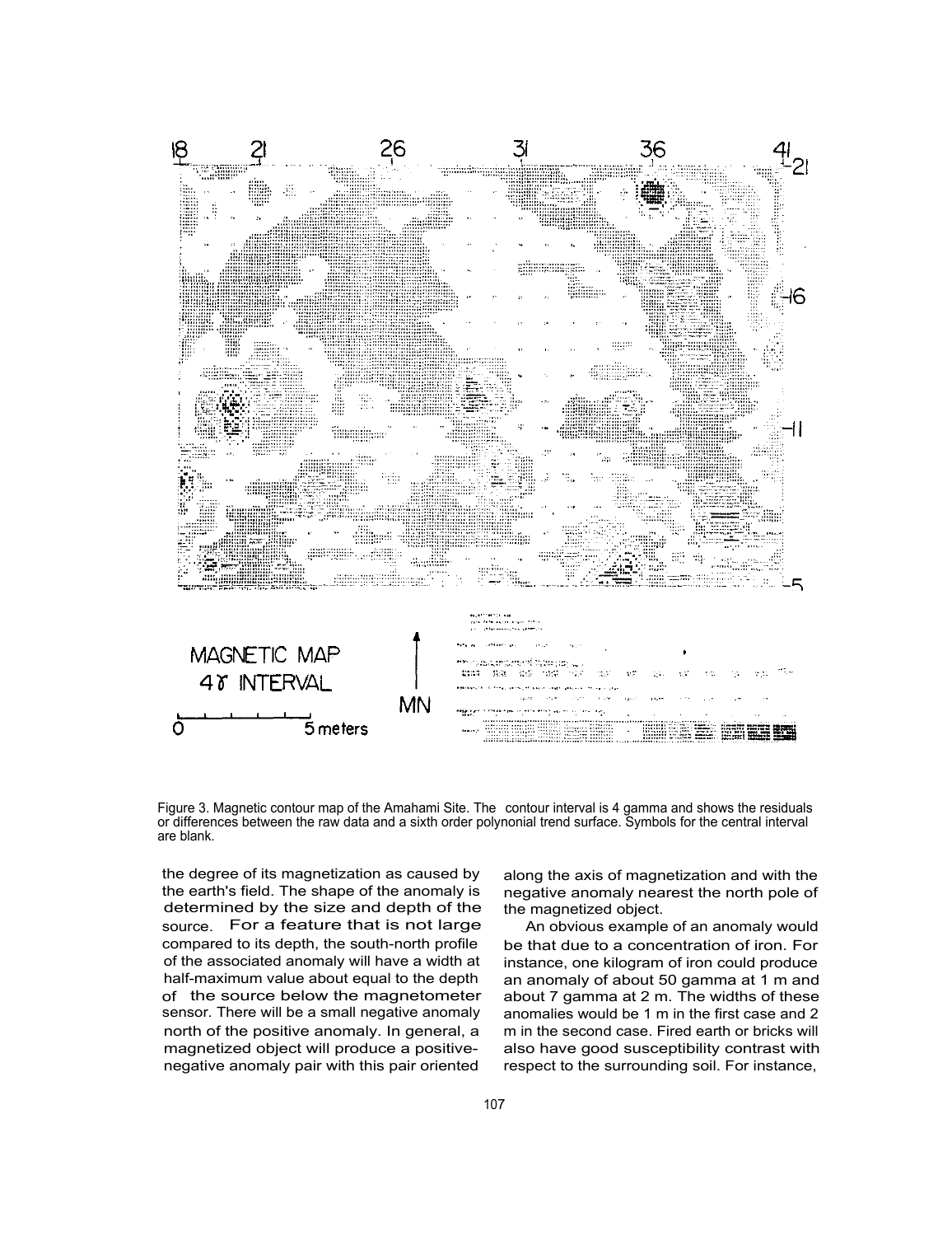Figure 3. Magnetic contour map of the Amahami Site. The contour interval is 4 gamma and shows the residuals or differences between the raw data and a sixth order polynonial trend surface. Symbols for the central interval are blank.

the degree of its magnetization as caused by the earth's field. The shape of the anomaly is determined by the size and depth of the source. For a feature that is not large compared to its depth, the south-north profile of the associated anomaly will have a width at half-maximum value about equal to the depth of the source below the magnetometer sensor. There will be a small negative anomaly north of the positive anomaly. In general, a magnetized object will produce a positive-negative anomaly pair with this pair oriented along the axis of magnetization and with the negative anomaly nearest the north pole of the magnetized object.

An obvious example of an anomaly would be that due to a concentration of iron. For instance, one kilogram of iron could produce an anomaly of about 50 gamma at 1 m and about 7 gamma at 2 m. The widths of these anomalies would be 1 m in the first case and 2 m in the second case. Fired earth or bricks will also have good susceptibility contrast with respect to the surrounding soil. For instance,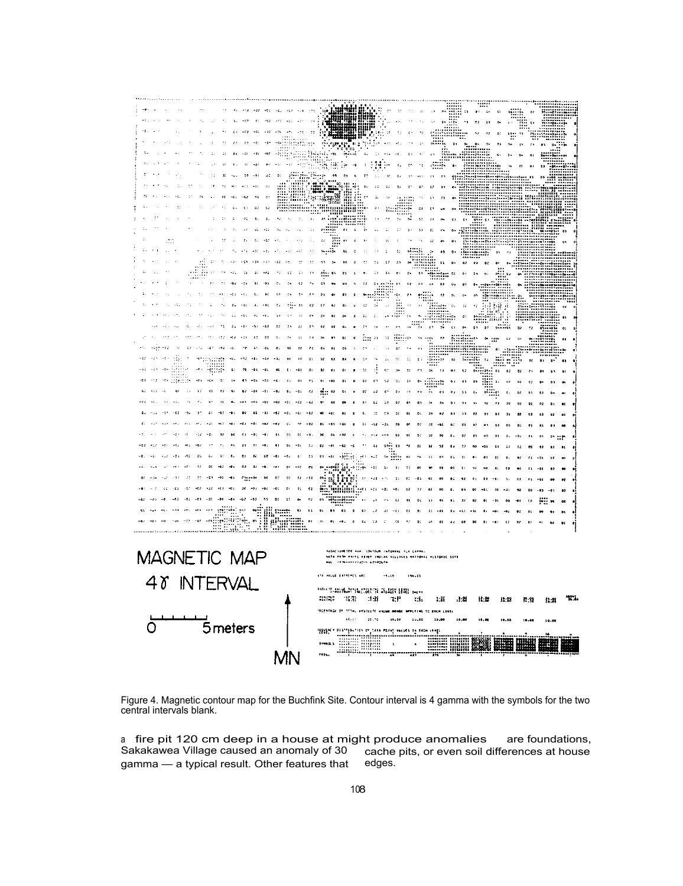Figure 4. Magnetic contour map for the Buchfink Site. Contour interval is 4 gamma with the symbols for the two central intervals blank.

a fire pit 120 cm deep in a house at Sakakawea Village caused an anomaly of 30 gamma — a typical result. Other features that might produce anomalies are foundations, cache pits, or even soil differences at house edges.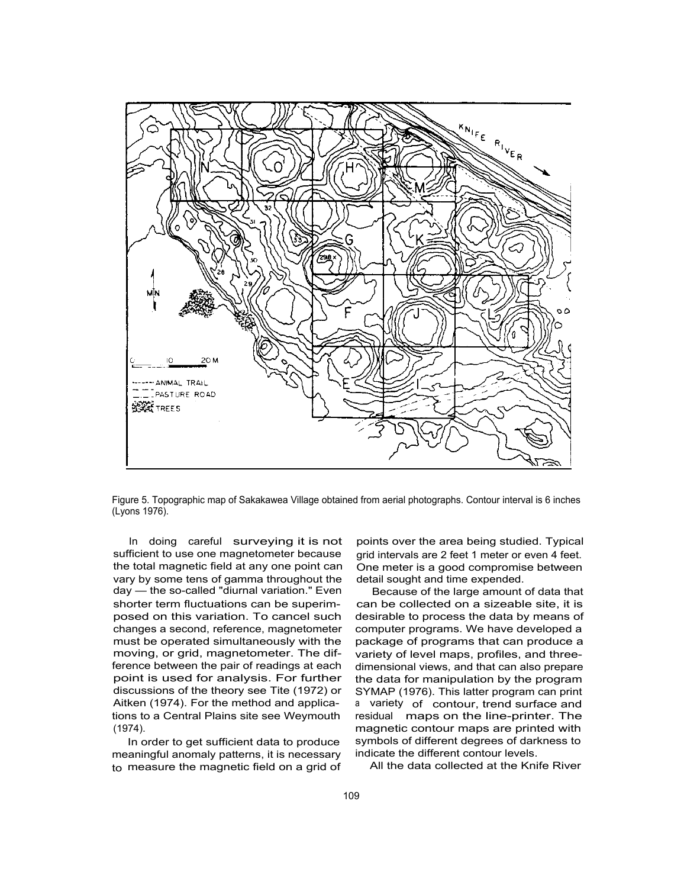Figure 5. Topographic map of Sakakawea Village obtained from aerial photographs. Contour interval is 6 inches (Lyons 1976).

In doing careful surveying it is not sufficient to use one magnetometer because the total magnetic field at any one point can vary by some tens of gamma throughout the day — the so-called "diurnal variation." Even shorter term fluctuations can be superimposed on this variation. To cancel such changes a second, reference, magnetometer must be operated simultaneously with the moving, or grid, magnetometer. The difference between the pair of readings at each point is used for analysis. For further discussions of the theory see Tite (1972) or Aitken (1974). For the method and applications to a Central Plains site see Weymouth (1974).

In order to get sufficient data to produce meaningful anomaly patterns, it is necessary to measure the magnetic field on a grid of points over the area being studied. Typical grid intervals are 2 feet 1 meter or even 4 feet. One meter is a good compromise between detail sought and time expended.

Because of the large amount of data that can be collected on a sizeable site, it is desirable to process the data by means of computer programs. We have developed a package of programs that can produce a variety of level maps, profiles, and three-dimensional views, and that can also prepare the data for manipulation by the program SYMAP (1976). This latter program can print a variety of contour, trend surface and residual maps on the line-printer. The magnetic contour maps are printed with symbols of different degrees of darkness to indicate the different contour levels.

All the data collected at the Knife River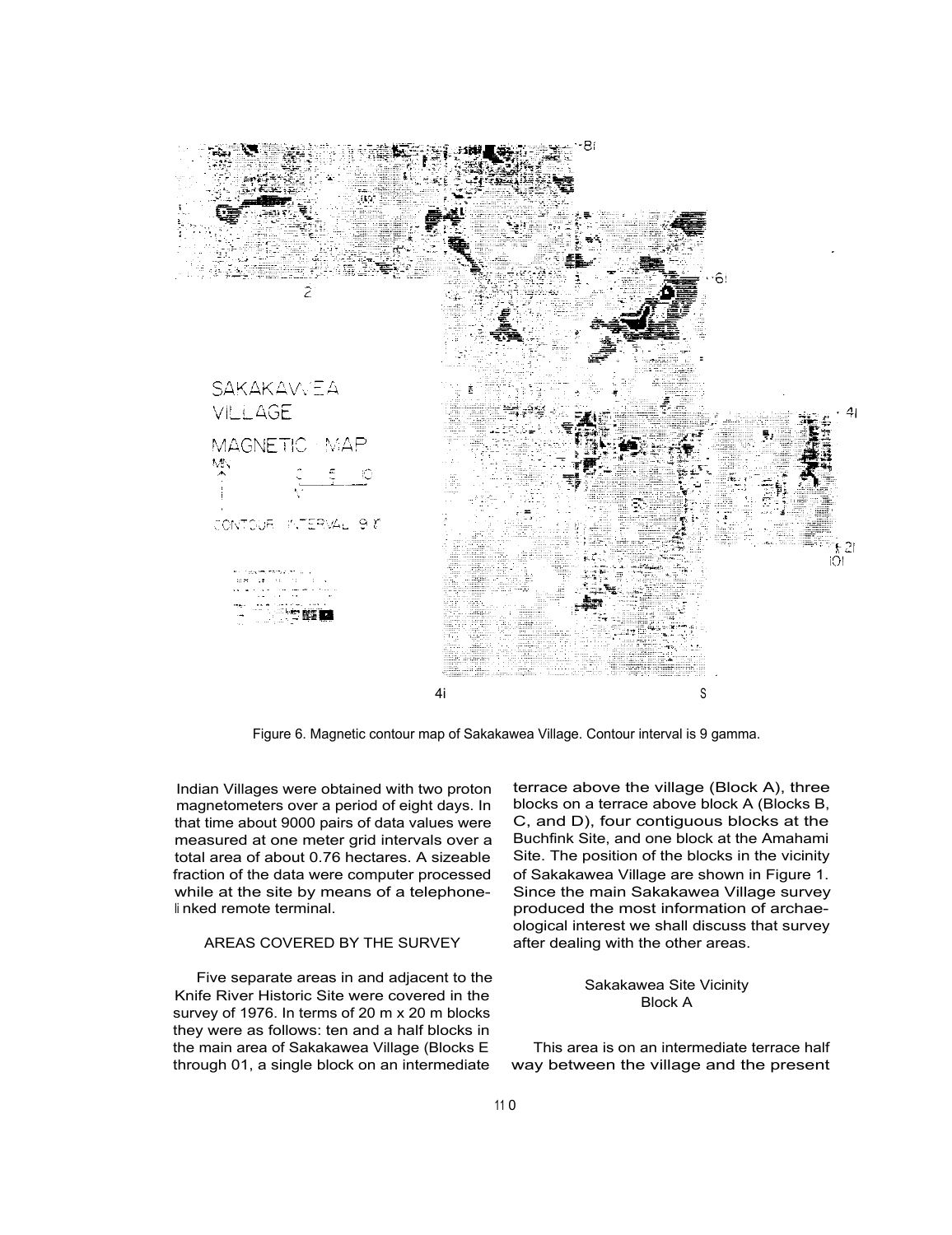Figure 6. Magnetic contour map of Sakakawea Village. Contour interval is 9 gamma.

Indian Villages were obtained with two proton magnetometers over a period of eight days. In that time about 9000 pairs of data values were measured at one meter grid intervals over a total area of about 0.76 hectares. A sizeable fraction of the data were computer processed while at the site by means of a telephone-linked remote terminal.

## AREAS COVERED BY THE SURVEY

Five separate areas in and adjacent to the Knife River Historic Site were covered in the survey of 1976. In terms of 20 m x 20 m blocks they were as follows: ten and a half blocks in the main area of Sakakawea Village (Blocks E through 01, a single block on an intermediate terrace above the village (Block A), three blocks on a terrace above block A (Blocks B, C, and D), four contiguous blocks at the Buchfink Site, and one block at the Amahami Site. The position of the blocks in the vicinity of Sakakawea Village are shown in Figure 1. Since the main Sakakawea Village survey produced the most information of archaeological interest we shall discuss that survey after dealing with the other areas.

### Sakakawea Site Vicinity
### Block A

This area is on an intermediate terrace half way between the village and the present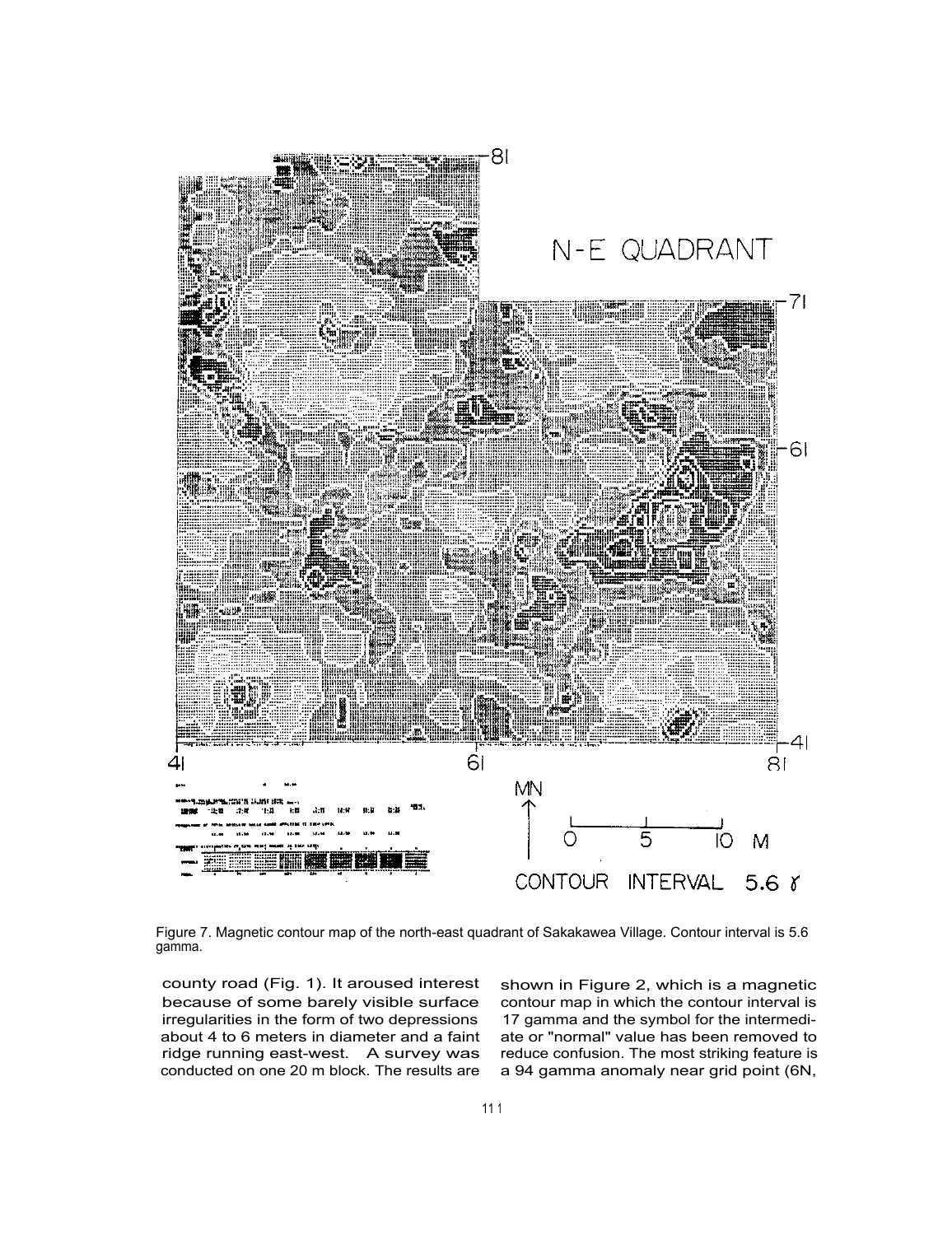Figure 7. Magnetic contour map of the north-east quadrant of Sakakawea Village. Contour interval is 5.6 gamma.

county road (Fig. 1). It aroused interest because of some barely visible surface irregularities in the form of two depressions about 4 to 6 meters in diameter and a faint ridge running east-west. A survey was conducted on one 20 m block. The results are shown in Figure 2, which is a magnetic contour map in which the contour interval is 17 gamma and the symbol for the intermediate or "normal" value has been removed to reduce confusion. The most striking feature is a 94 gamma anomaly near grid point (6N,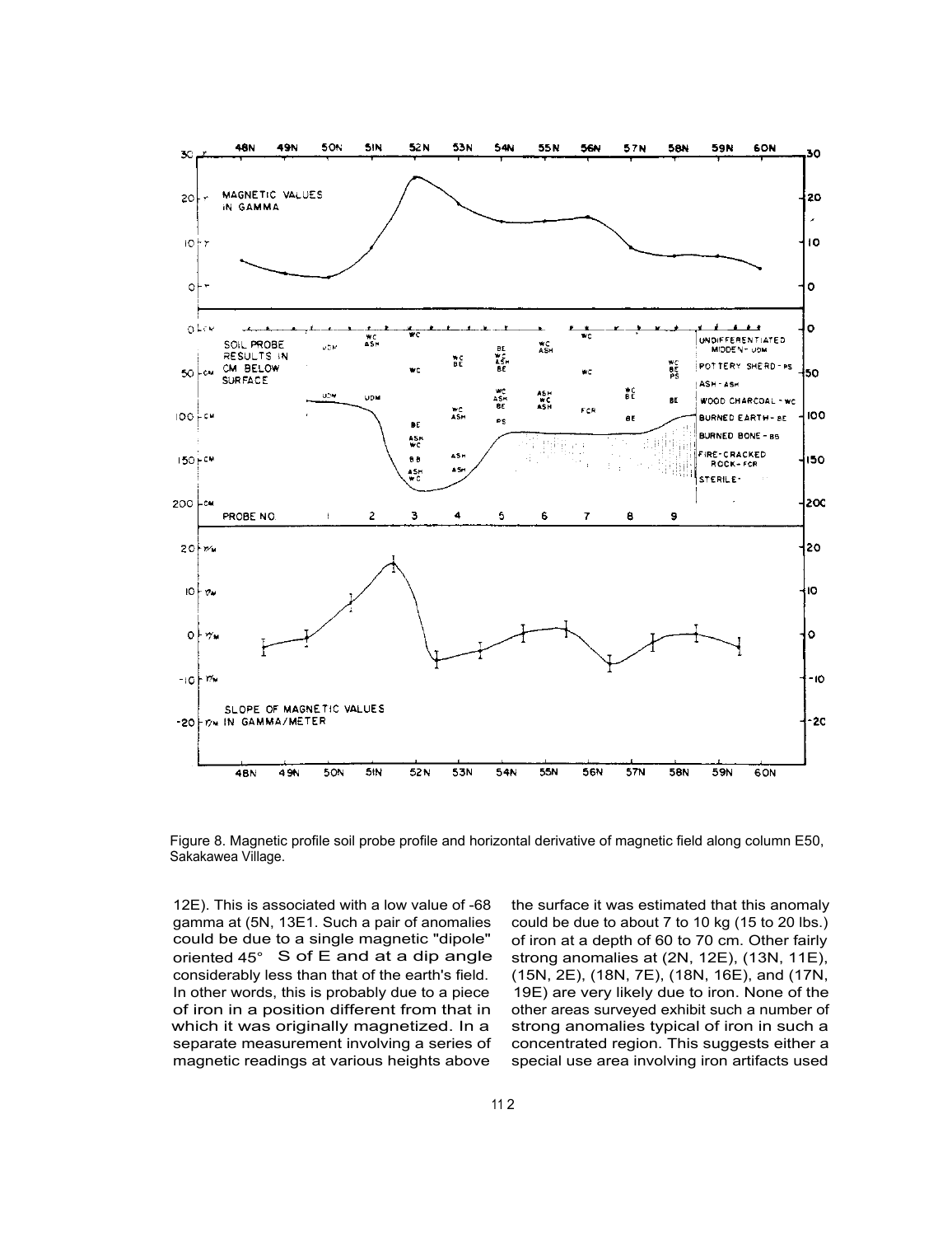Figure 8. Magnetic profile soil probe profile and horizontal derivative of magnetic field along column E50, Sakakawea Village.

12E). This is associated with a low value of -68 gamma at (5N, 13E1. Such a pair of anomalies could be due to a single magnetic "dipole" oriented 45° S of E and at a dip angle considerably less than that of the earth's field. In other words, this is probably due to a piece of iron in a position different from that in which it was originally magnetized. In a separate measurement involving a series of magnetic readings at various heights above the surface it was estimated that this anomaly could be due to about 7 to 10 kg (15 to 20 lbs.) of iron at a depth of 60 to 70 cm. Other fairly strong anomalies at (2N, 12E), (13N, 11E), (15N, 2E), (18N, 7E), (18N, 16E), and (17N, 19E) are very likely due to iron. None of the other areas surveyed exhibit such a number of strong anomalies typical of iron in such a concentrated region. This suggests either a special use area involving iron artifacts used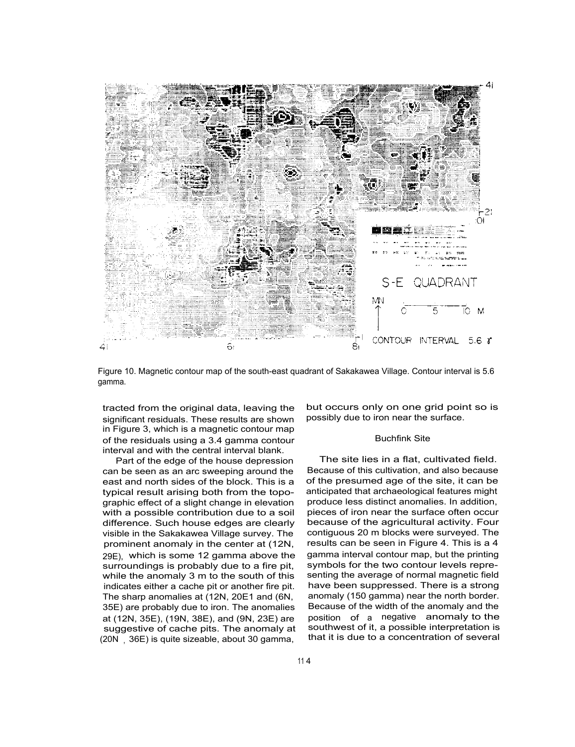Figure 10. Magnetic contour map of the south-east quadrant of Sakakawea Village. Contour interval is 5.6 gamma.

tracted from the original data, leaving the significant residuals. These results are shown in Figure 3, which is a magnetic contour map of the residuals using a 3.4 gamma contour interval and with the central interval blank.

Part of the edge of the house depression can be seen as an arc sweeping around the east and north sides of the block. This is a typical result arising both from the topographic effect of a slight change in elevation with a possible contribution due to a soil difference. Such house edges are clearly visible in the Sakakawea Village survey. The prominent anomaly in the center at (12N, 29E), which is some 12 gamma above the surroundings is probably due to a fire pit, while the anomaly 3 m to the south of this indicates either a cache pit or another fire pit. The sharp anomalies at (12N, 20E1 and (6N, 35E) are probably due to iron. The anomalies at (12N, 35E), (19N, 38E), and (9N, 23E) are suggestive of cache pits. The anomaly at (20N, 36E) is quite sizeable, about 30 gamma, but occurs only on one grid point so is possibly due to iron near the surface.

### Buchfink Site

The site lies in a flat, cultivated field. Because of this cultivation, and also because of the presumed age of the site, it can be anticipated that archaeological features might produce less distinct anomalies. In addition, pieces of iron near the surface often occur because of the agricultural activity. Four contiguous 20 m blocks were surveyed. The results can be seen in Figure 4. This is a 4 gamma interval contour map, but the printing symbols for the two contour levels representing the average of normal magnetic field have been suppressed. There is a strong anomaly (150 gamma) near the north border. Because of the width of the anomaly and the position of a negative anomaly to the southwest of it, a possible interpretation is that it is due to a concentration of several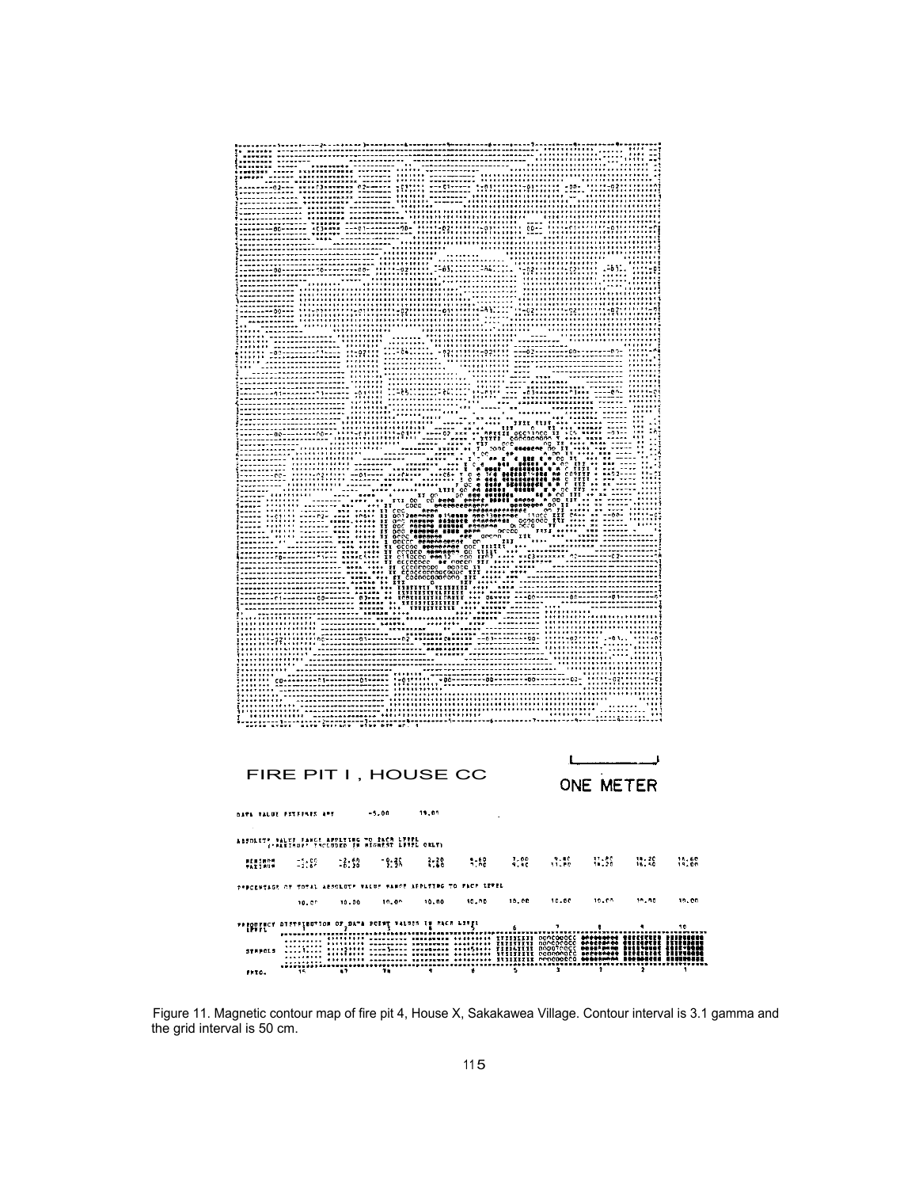FIRE PIT I , HOUSE CC

ONE METER

Figure 11. Magnetic contour map of fire pit 4, House X, Sakakawea Village. Contour interval is 3.1 gamma and the grid interval is 50 cm.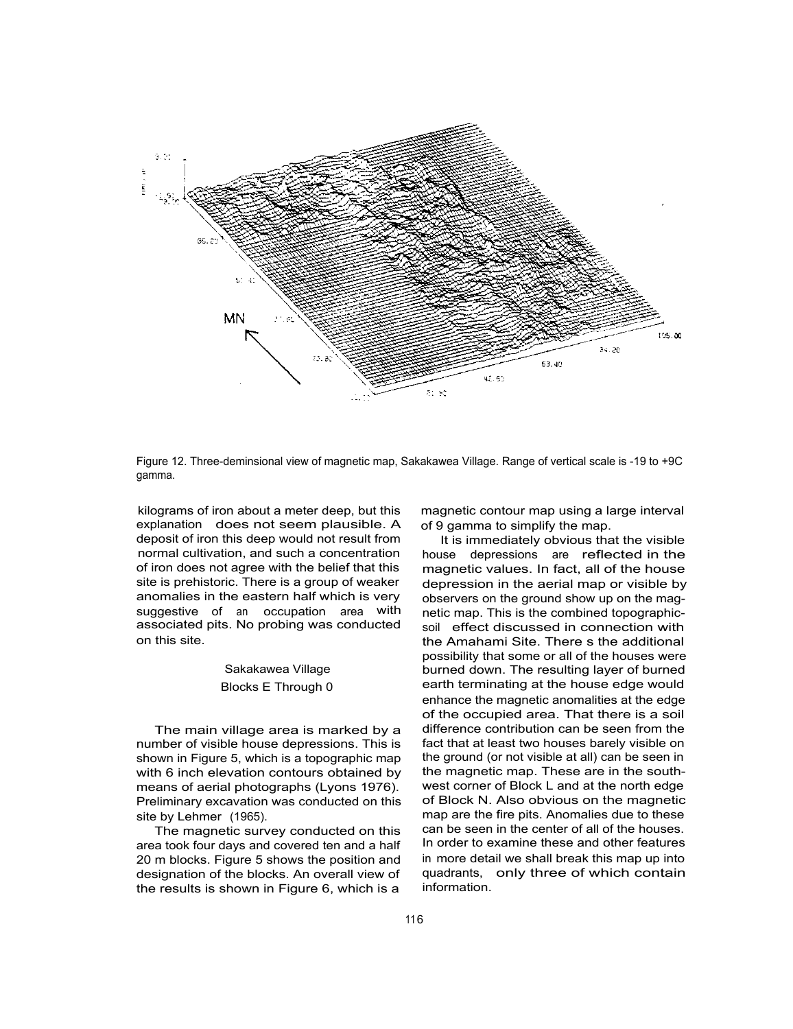Figure 12. Three-deminsional view of magnetic map, Sakakawea Village. Range of vertical scale is -19 to +9C gamma.

kilograms of iron about a meter deep, but this explanation does not seem plausible. A deposit of iron this deep would not result from normal cultivation, and such a concentration of iron does not agree with the belief that this site is prehistoric. There is a group of weaker anomalies in the eastern half which is very suggestive of an occupation area with associated pits. No probing was conducted on this site.

## Sakakawea Village
## Blocks E Through 0

The main village area is marked by a number of visible house depressions. This is shown in Figure 5, which is a topographic map with 6 inch elevation contours obtained by means of aerial photographs (Lyons 1976). Preliminary excavation was conducted on this site by Lehmer (1965).

The magnetic survey conducted on this area took four days and covered ten and a half 20 m blocks. Figure 5 shows the position and designation of the blocks. An overall view of the results is shown in Figure 6, which is a magnetic contour map using a large interval of 9 gamma to simplify the map.

It is immediately obvious that the visible house depressions are reflected in the magnetic values. In fact, all of the house depression in the aerial map or visible by observers on the ground show up on the magnetic map. This is the combined topographic-soil effect discussed in connection with the Amahami Site. There s the additional possibility that some or all of the houses were burned down. The resulting layer of burned earth terminating at the house edge would enhance the magnetic anomalities at the edge of the occupied area. That there is a soil difference contribution can be seen from the fact that at least two houses barely visible on the ground (or not visible at all) can be seen in the magnetic map. These are in the southwest corner of Block L and at the north edge of Block N. Also obvious on the magnetic map are the fire pits. Anomalies due to these can be seen in the center of all of the houses. In order to examine these and other features in more detail we shall break this map up into quadrants, only three of which contain information.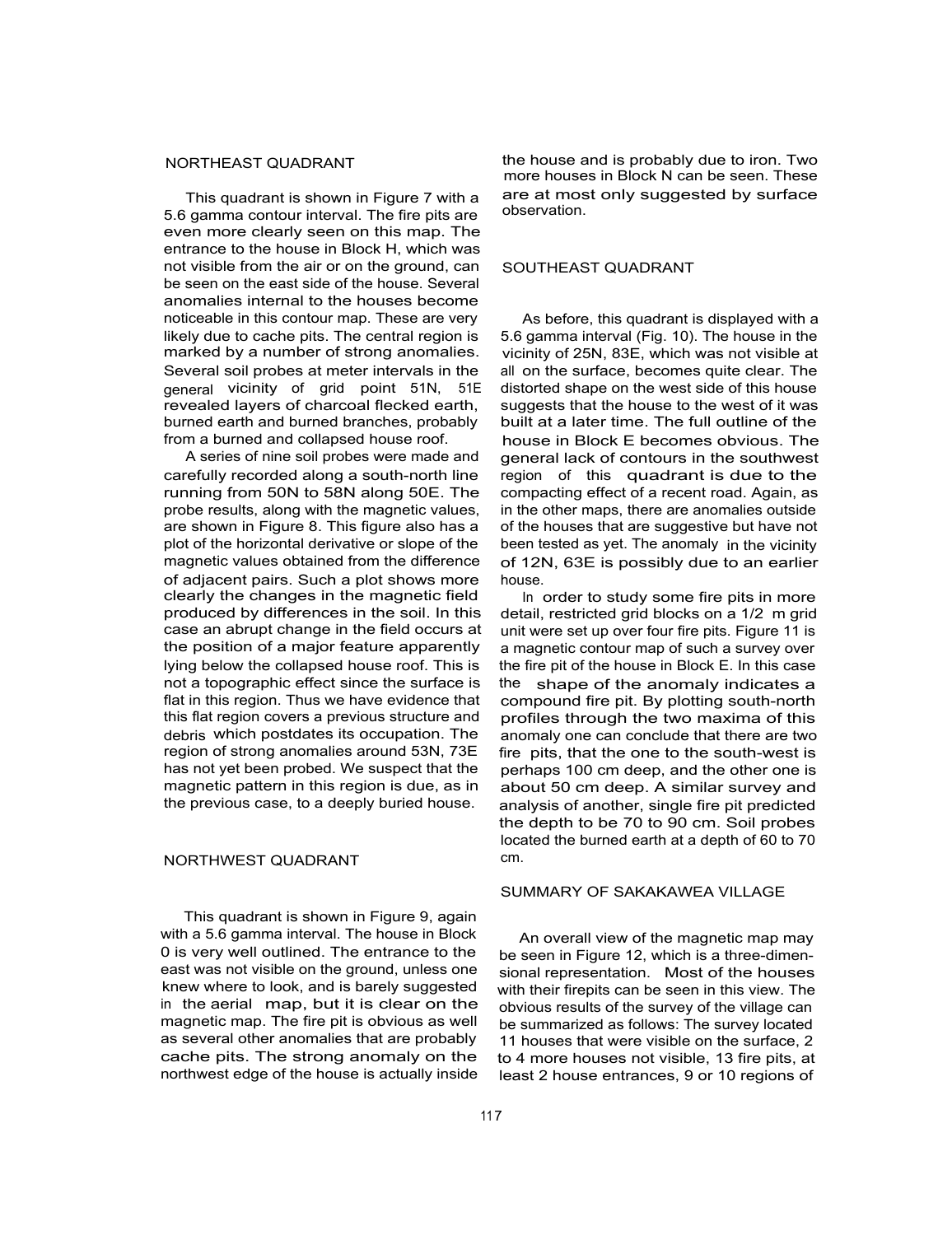## NORTHEAST QUADRANT

This quadrant is shown in Figure 7 with a 5.6 gamma contour interval. The fire pits are even more clearly seen on this map. The entrance to the house in Block H, which was not visible from the air or on the ground, can be seen on the east side of the house. Several anomalies internal to the houses become noticeable in this contour map. These are very likely due to cache pits. The central region is marked by a number of strong anomalies. Several soil probes at meter intervals in the general vicinity of grid point 51N, 51E revealed layers of charcoal flecked earth, burned earth and burned branches, probably from a burned and collapsed house roof.

A series of nine soil probes were made and carefully recorded along a south-north line running from 50N to 58N along 50E. The probe results, along with the magnetic values, are shown in Figure 8. This figure also has a plot of the horizontal derivative or slope of the magnetic values obtained from the difference of adjacent pairs. Such a plot shows more clearly the changes in the magnetic field produced by differences in the soil. In this case an abrupt change in the field occurs at the position of a major feature apparently lying below the collapsed house roof. This is not a topographic effect since the surface is flat in this region. Thus we have evidence that this flat region covers a previous structure and debris which postdates its occupation. The region of strong anomalies around 53N, 73E has not yet been probed. We suspect that the magnetic pattern in this region is due, as in the previous case, to a deeply buried house.

## NORTHWEST QUADRANT

This quadrant is shown in Figure 9, again with a 5.6 gamma interval. The house in Block 0 is very well outlined. The entrance to the east was not visible on the ground, unless one knew where to look, and is barely suggested in the aerial map, but it is clear on the magnetic map. The fire pit is obvious as well as several other anomalies that are probably cache pits. The strong anomaly on the northwest edge of the house is actually inside the house and is probably due to iron. Two more houses in Block N can be seen. These are at most only suggested by surface observation.

## SOUTHEAST QUADRANT

As before, this quadrant is displayed with a 5.6 gamma interval (Fig. 10). The house in the vicinity of 25N, 83E, which was not visible at all on the surface, becomes quite clear. The distorted shape on the west side of this house suggests that the house to the west of it was built at a later time. The full outline of the house in Block E becomes obvious. The general lack of contours in the southwest region of this quadrant is due to the compacting effect of a recent road. Again, as in the other maps, there are anomalies outside of the houses that are suggestive but have not been tested as yet. The anomaly in the vicinity of 12N, 63E is possibly due to an earlier house.

In order to study some fire pits in more detail, restricted grid blocks on a 1/2 m grid unit were set up over four fire pits. Figure 11 is a magnetic contour map of such a survey over the fire pit of the house in Block E. In this case the shape of the anomaly indicates a compound fire pit. By plotting south-north profiles through the two maxima of this anomaly one can conclude that there are two fire pits, that the one to the south-west is perhaps 100 cm deep, and the other one is about 50 cm deep. A similar survey and analysis of another, single fire pit predicted the depth to be 70 to 90 cm. Soil probes located the burned earth at a depth of 60 to 70 cm.

## SUMMARY OF SAKAKAWEA VILLAGE

An overall view of the magnetic map may be seen in Figure 12, which is a three-dimensional representation. Most of the houses with their firepits can be seen in this view. The obvious results of the survey of the village can be summarized as follows: The survey located 11 houses that were visible on the surface, 2 to 4 more houses not visible, 13 fire pits, at least 2 house entrances, 9 or 10 regions of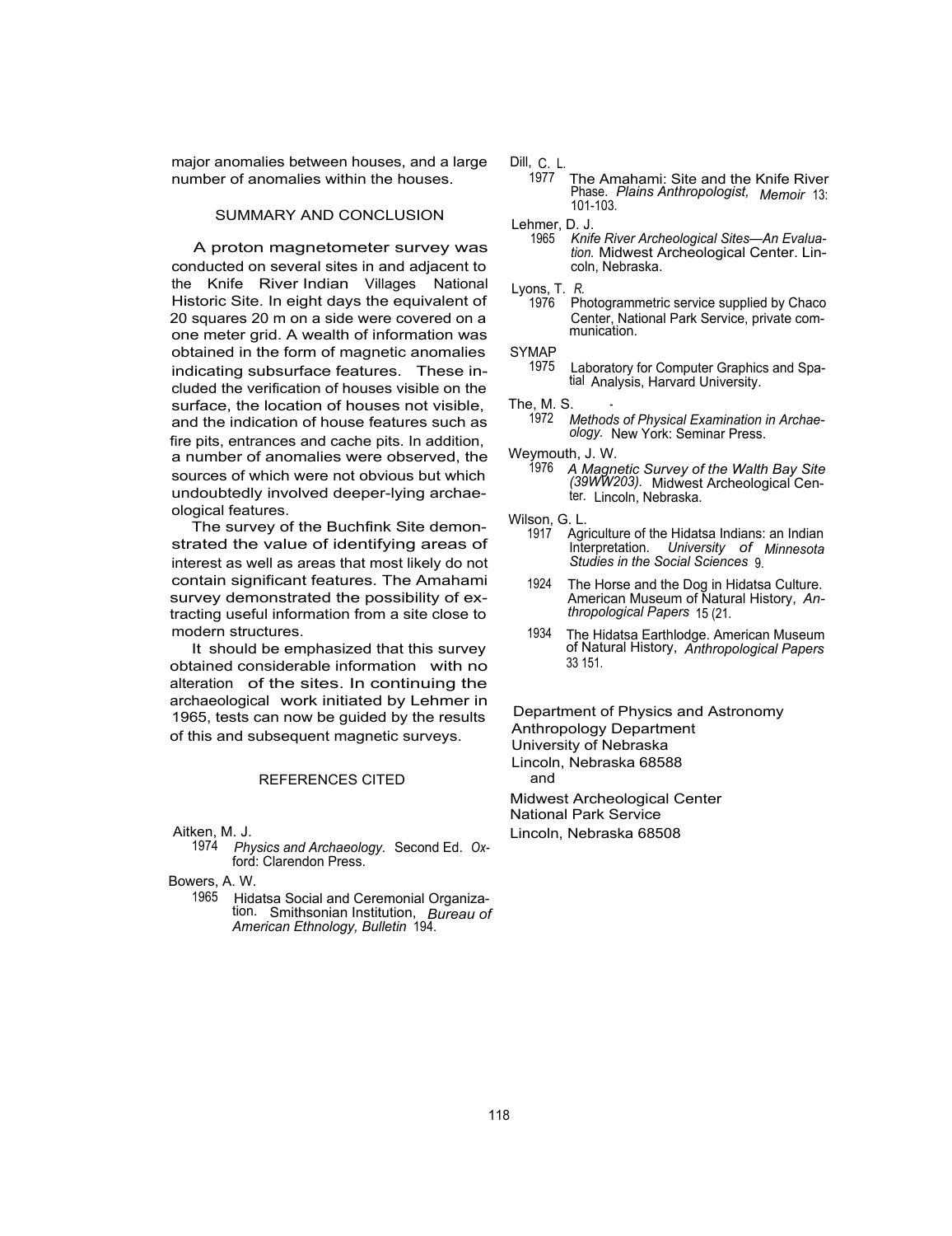major anomalies between houses, and a large number of anomalies within the houses.

## SUMMARY AND CONCLUSION

A proton magnetometer survey was conducted on several sites in and adjacent to the Knife River Indian Villages National Historic Site. In eight days the equivalent of 20 squares 20 m on a side were covered on a one meter grid. A wealth of information was obtained in the form of magnetic anomalies indicating subsurface features. These included the verification of houses visible on the surface, the location of houses not visible, and the indication of house features such as fire pits, entrances and cache pits. In addition, a number of anomalies were observed, the sources of which were not obvious but which undoubtedly involved deeper-lying archaeological features.

The survey of the Buchfink Site demonstrated the value of identifying areas of interest as well as areas that most likely do not contain significant features. The Amahami survey demonstrated the possibility of extracting useful information from a site close to modern structures.

It should be emphasized that this survey obtained considerable information with no alteration of the sites. In continuing the archaeological work initiated by Lehmer in 1965, tests can now be guided by the results of this and subsequent magnetic surveys.

## REFERENCES CITED

Aitken, M. J.
: 1974 *Physics and Archaeology*. Second Ed. Oxford: Clarendon Press.

Bowers, A. W.
: 1965 Hidatsa Social and Ceremonial Organization. Smithsonian Institution, *Bureau of American Ethnology, Bulletin* 194.

Dill, C. L.
: 1977 The Amahami: Site and the Knife River Phase. *Plains Anthropologist, Memoir* 13: 101-103.

Lehmer, D. J.
: 1965 *Knife River Archeological Sites—An Evaluation.* Midwest Archeological Center. Lincoln, Nebraska.

Lyons, T. R.
: 1976 Photogrammetric service supplied by Chaco Center, National Park Service, private communication.

SYMAP
: 1975 Laboratory for Computer Graphics and Spatial Analysis, Harvard University.

The, M. S.
: 1972 *Methods of Physical Examination in Archaeology.* New York: Seminar Press.

Weymouth, J. W.
: 1976 *A Magnetic Survey of the Walth Bay Site (39WW203).* Midwest Archeological Center. Lincoln, Nebraska.

Wilson, G. L.
: 1917 Agriculture of the Hidatsa Indians: an Indian Interpretation. *University of Minnesota Studies in the Social Sciences* 9.
: 1924 The Horse and the Dog in Hidatsa Culture. American Museum of Natural History, *Anthropological Papers* 15 (2).
: 1934 The Hidatsa Earthlodge. American Museum of Natural History, *Anthropological Papers* 33 (5).

Department of Physics and Astronomy
Anthropology Department
University of Nebraska
Lincoln, Nebraska 68588
and
Midwest Archeological Center
National Park Service
Lincoln, Nebraska 68508